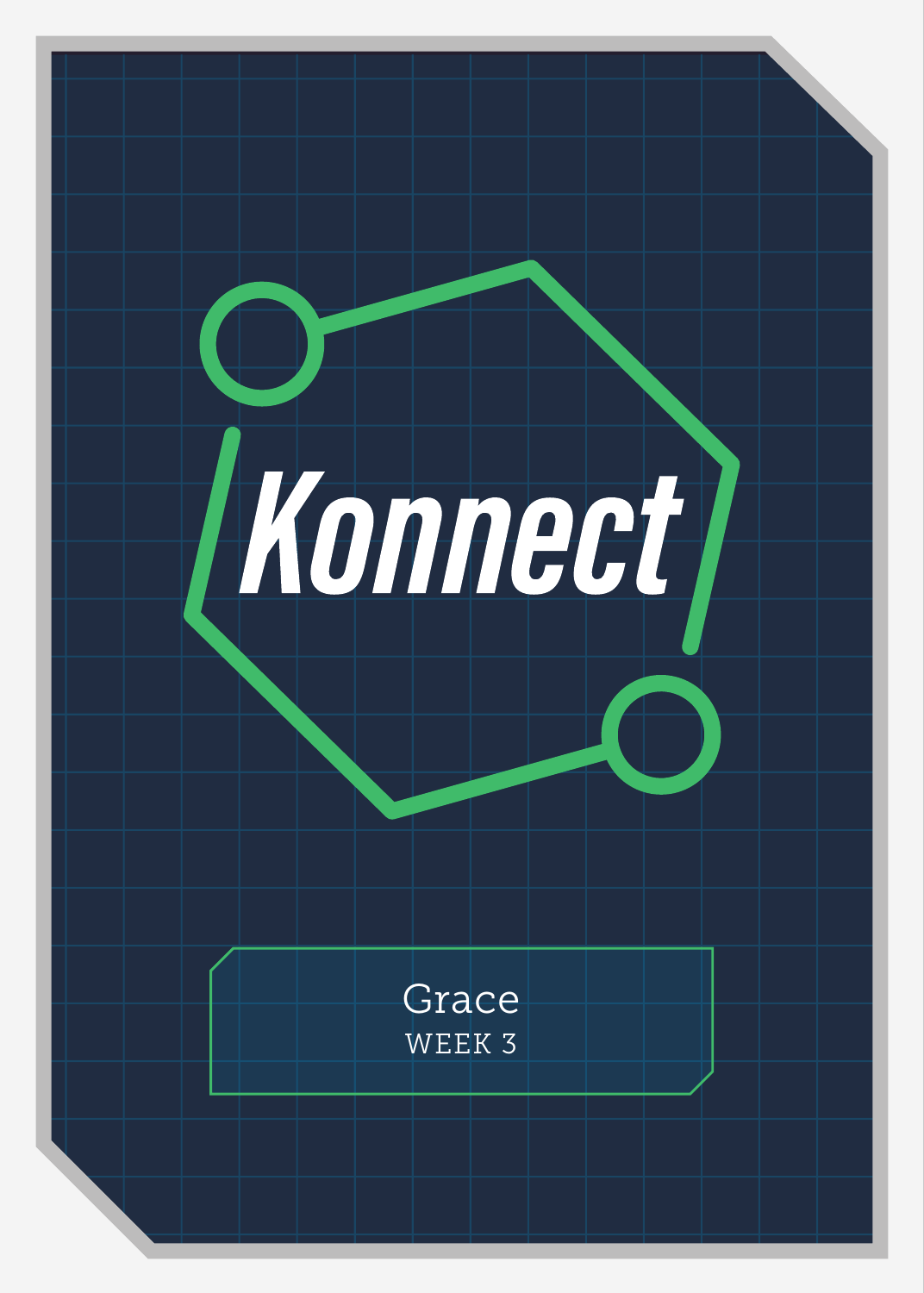# Konnect

Grace

WEEK 3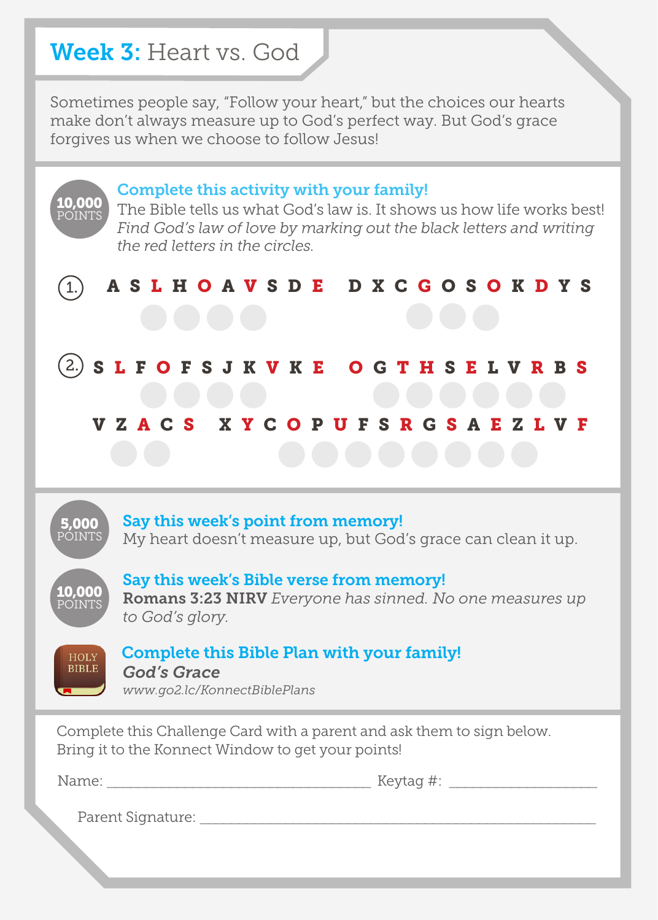# Week 3: Heart vs. God

Sometimes people say, "Follow your heart," but the choices our hearts make don't always measure up to God's perfect way. But God's grace forgives us when we choose to follow Jesus!

**10,000 POINTS**

## Complete this activity with your family!

The Bible tells us what God's law is. It shows us how life works best! *Find God's law of love by marking out the black letters and writing the red letters in the circles.*

1. A S L H O A V S D E   D X C G O S O K D Y S

2. S L F O F S J K V K E   O G T H S E L V R B S

   V Z A C S   X Y C O P U F S R G S A E Z L V F

**5,000 POINTS**

## Say this week's point from memory!

My heart doesn't measure up, but God's grace can clean it up.

**10,000 POINTS**

## Say this week's Bible verse from memory!

**Romans 3:23 NIRV** *Everyone has sinned. No one measures up to God's glory.*

## Complete this Bible Plan with your family!

***God's Grace***

*www.go2.lc/KonnectBiblePlans*

Complete this Challenge Card with a parent and ask them to sign below. Bring it to the Konnect Window to get your points!

Name: ______________________ Keytag #: ______________

Parent Signature: ______________________________________